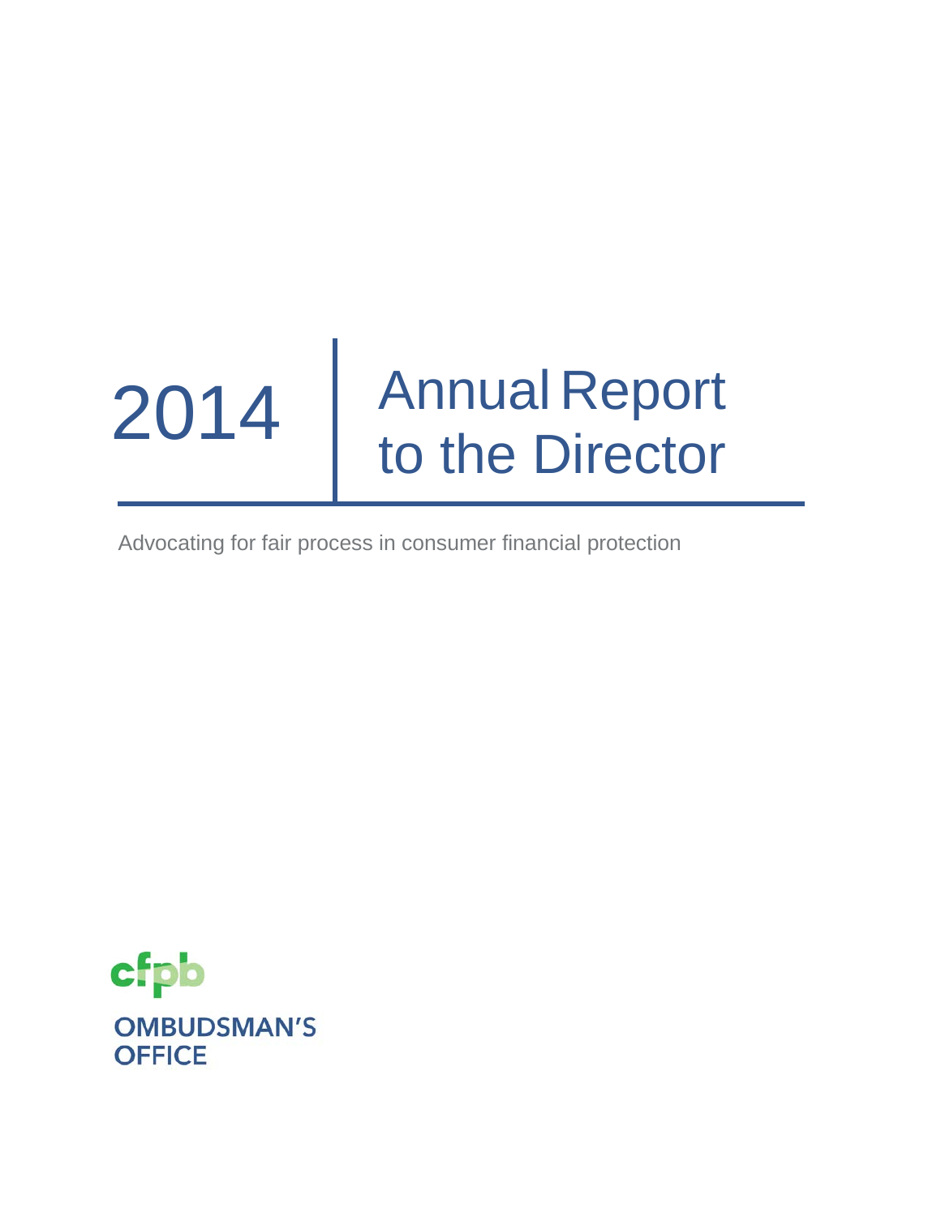# 2014 Annual Report to the Director

Advocating for fair process in consumer financial protection

cfpb

OMBUDSMAN'S OFFICE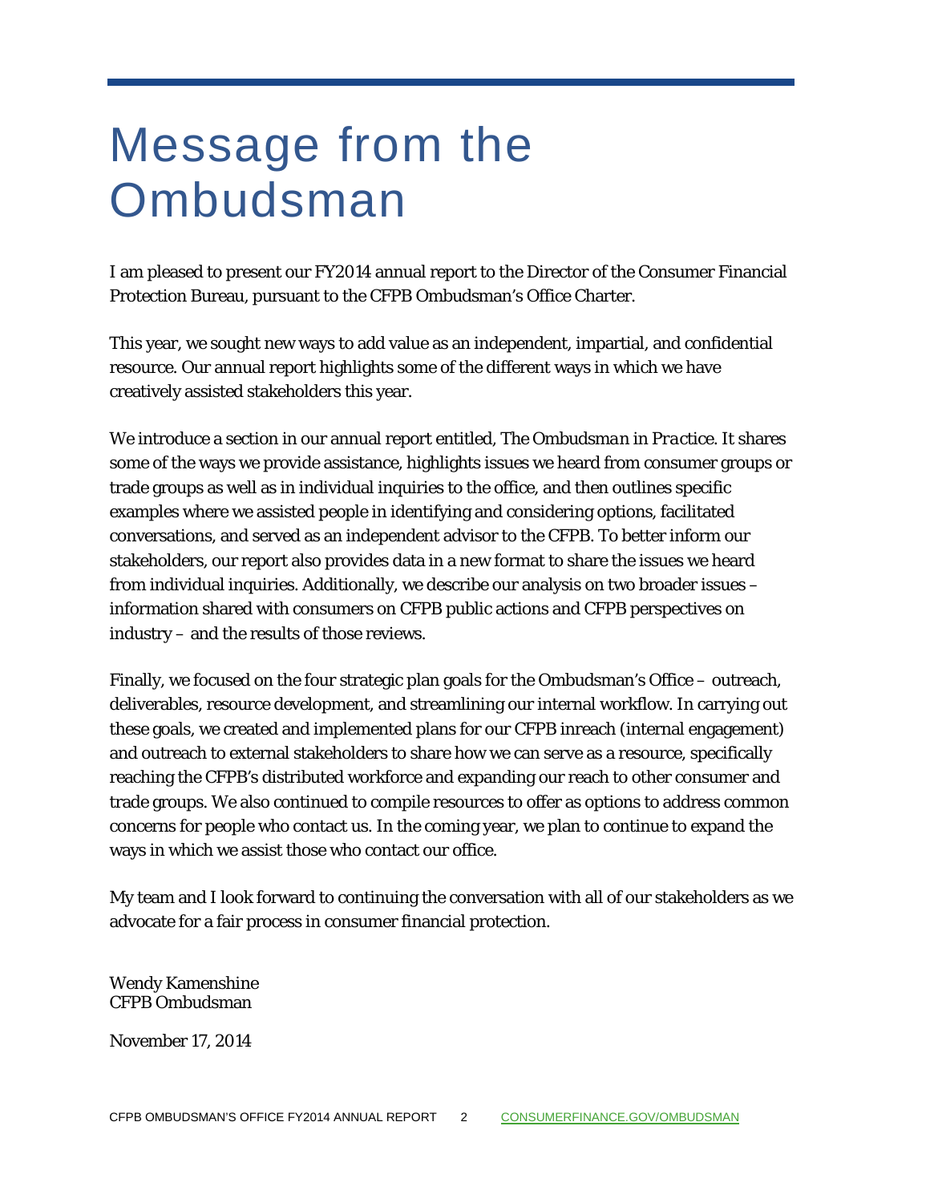# Message from the Ombudsman

I am pleased to present our FY2014 annual report to the Director of the Consumer Financial Protection Bureau, pursuant to the CFPB Ombudsman's Office Charter.

This year, we sought new ways to add value as an independent, impartial, and confidential resource. Our annual report highlights some of the different ways in which we have creatively assisted stakeholders this year.

We introduce a section in our annual report entitled, *The Ombudsman in Practice*. It shares some of the ways we provide assistance, highlights issues we heard from consumer groups or trade groups as well as in individual inquiries to the office, and then outlines specific examples where we assisted people in identifying and considering options, facilitated conversations, and served as an independent advisor to the CFPB. To better inform our stakeholders, our report also provides data in a new format to share the issues we heard from individual inquiries. Additionally, we describe our analysis on two broader issues – information shared with consumers on CFPB public actions and CFPB perspectives on industry – and the results of those reviews.

Finally, we focused on the four strategic plan goals for the Ombudsman's Office – outreach, deliverables, resource development, and streamlining our internal workflow. In carrying out these goals, we created and implemented plans for our CFPB inreach (internal engagement) and outreach to external stakeholders to share how we can serve as a resource, specifically reaching the CFPB's distributed workforce and expanding our reach to other consumer and trade groups. We also continued to compile resources to offer as options to address common concerns for people who contact us. In the coming year, we plan to continue to expand the ways in which we assist those who contact our office.

My team and I look forward to continuing the conversation with all of our stakeholders as we advocate for a fair process in consumer financial protection.

Wendy Kamenshine
CFPB Ombudsman

November 17, 2014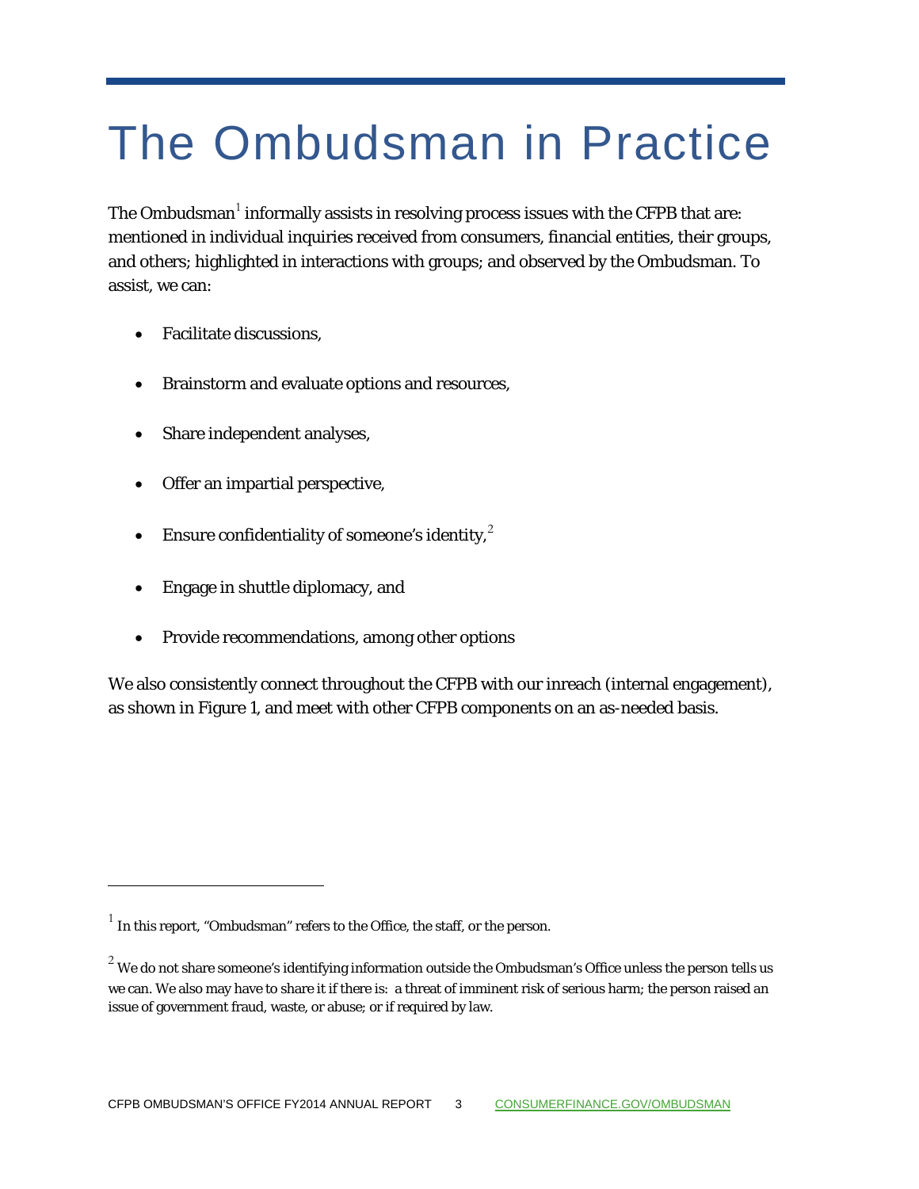# The Ombudsman in Practice

The Ombudsman[1] informally assists in resolving process issues with the CFPB that are: mentioned in individual inquiries received from consumers, financial entities, their groups, and others; highlighted in interactions with groups; and observed by the Ombudsman. To assist, we can:

- Facilitate discussions,
- Brainstorm and evaluate options and resources,
- Share independent analyses,
- Offer an impartial perspective,
- Ensure confidentiality of someone's identity,[2]
- Engage in shuttle diplomacy, and
- Provide recommendations, among other options

We also consistently connect throughout the CFPB with our inreach (internal engagement), as shown in Figure 1, and meet with other CFPB components on an as-needed basis.

---

[1] In this report, "Ombudsman" refers to the Office, the staff, or the person.

[2] We do not share someone's identifying information outside the Ombudsman's Office unless the person tells us we can. We also may have to share it if there is: a threat of imminent risk of serious harm; the person raised an issue of government fraud, waste, or abuse; or if required by law.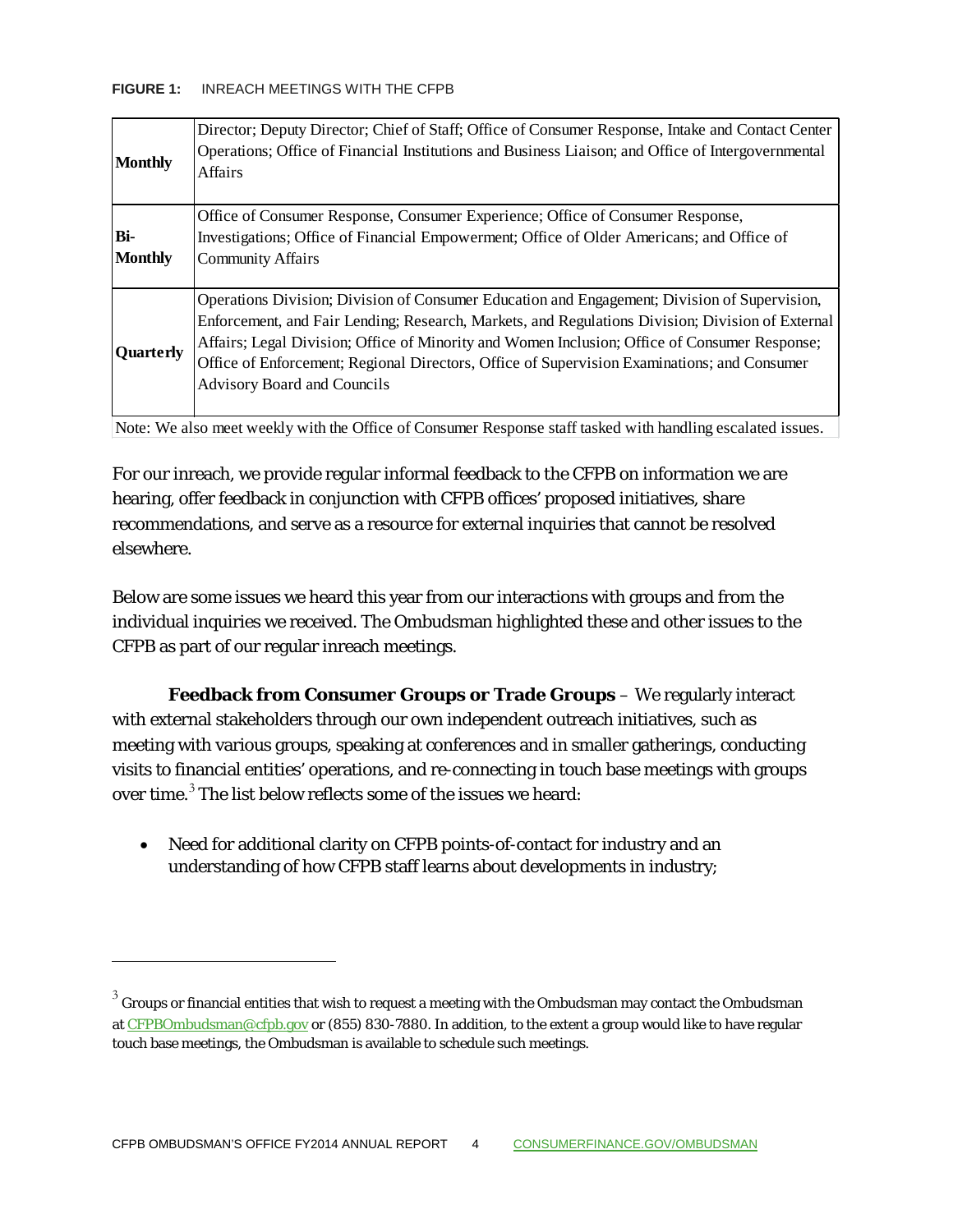**FIGURE 1:** INREACH MEETINGS WITH THE CFPB

| | |
|---|---|
| **Monthly** | Director; Deputy Director; Chief of Staff; Office of Consumer Response, Intake and Contact Center Operations; Office of Financial Institutions and Business Liaison; and Office of Intergovernmental Affairs |
| **Bi-Monthly** | Office of Consumer Response, Consumer Experience; Office of Consumer Response, Investigations; Office of Financial Empowerment; Office of Older Americans; and Office of Community Affairs |
| **Quarterly** | Operations Division; Division of Consumer Education and Engagement; Division of Supervision, Enforcement, and Fair Lending; Research, Markets, and Regulations Division; Division of External Affairs; Legal Division; Office of Minority and Women Inclusion; Office of Consumer Response; Office of Enforcement; Regional Directors, Office of Supervision Examinations; and Consumer Advisory Board and Councils |

Note: We also meet weekly with the Office of Consumer Response staff tasked with handling escalated issues.

For our inreach, we provide regular informal feedback to the CFPB on information we are hearing, offer feedback in conjunction with CFPB offices' proposed initiatives, share recommendations, and serve as a resource for external inquiries that cannot be resolved elsewhere.

Below are some issues we heard this year from our interactions with groups and from the individual inquiries we received. The Ombudsman highlighted these and other issues to the CFPB as part of our regular inreach meetings.

**Feedback from Consumer Groups or Trade Groups** – We regularly interact with external stakeholders through our own independent outreach initiatives, such as meeting with various groups, speaking at conferences and in smaller gatherings, conducting visits to financial entities' operations, and re-connecting in touch base meetings with groups over time.[3] The list below reflects some of the issues we heard:

- Need for additional clarity on CFPB points-of-contact for industry and an understanding of how CFPB staff learns about developments in industry;

[3] Groups or financial entities that wish to request a meeting with the Ombudsman may contact the Ombudsman at CFPBOmbudsman@cfpb.gov or (855) 830-7880. In addition, to the extent a group would like to have regular touch base meetings, the Ombudsman is available to schedule such meetings.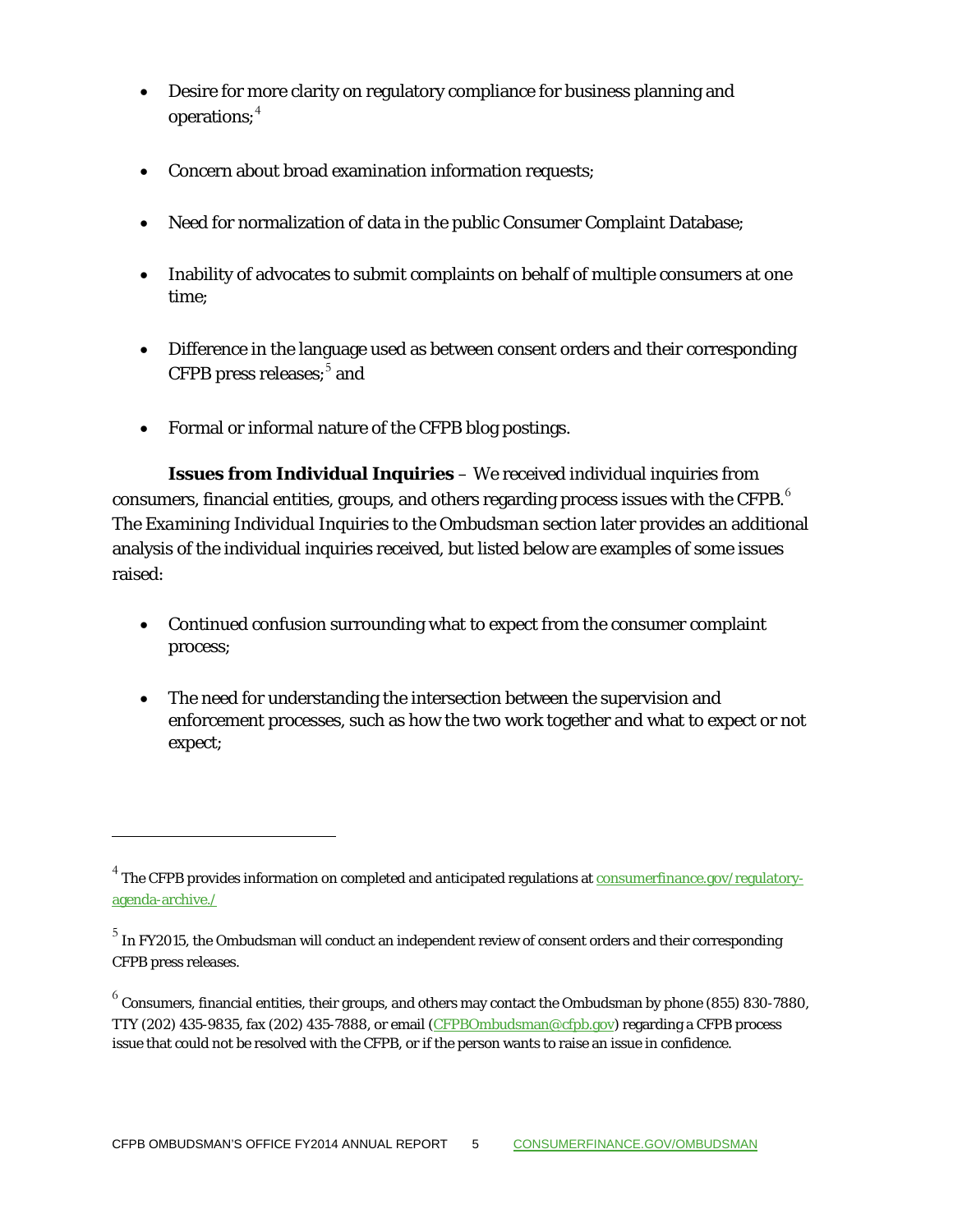- Desire for more clarity on regulatory compliance for business planning and operations;[4]

- Concern about broad examination information requests;

- Need for normalization of data in the public Consumer Complaint Database;

- Inability of advocates to submit complaints on behalf of multiple consumers at one time;

- Difference in the language used as between consent orders and their corresponding CFPB press releases;[5] and

- Formal or informal nature of the CFPB blog postings.

**Issues from Individual Inquiries** – We received individual inquiries from consumers, financial entities, groups, and others regarding process issues with the CFPB.[6] The *Examining Individual Inquiries to the Ombudsman* section later provides an additional analysis of the individual inquiries received, but listed below are examples of some issues raised:

- Continued confusion surrounding what to expect from the consumer complaint process;

- The need for understanding the intersection between the supervision and enforcement processes, such as how the two work together and what to expect or not expect;

---

[4] The CFPB provides information on completed and anticipated regulations at consumerfinance.gov/regulatory-agenda-archive./

[5] In FY2015, the Ombudsman will conduct an independent review of consent orders and their corresponding CFPB press releases.

[6] Consumers, financial entities, their groups, and others may contact the Ombudsman by phone (855) 830-7880, TTY (202) 435-9835, fax (202) 435-7888, or email (CFPBOmbudsman@cfpb.gov) regarding a CFPB process issue that could not be resolved with the CFPB, or if the person wants to raise an issue in confidence.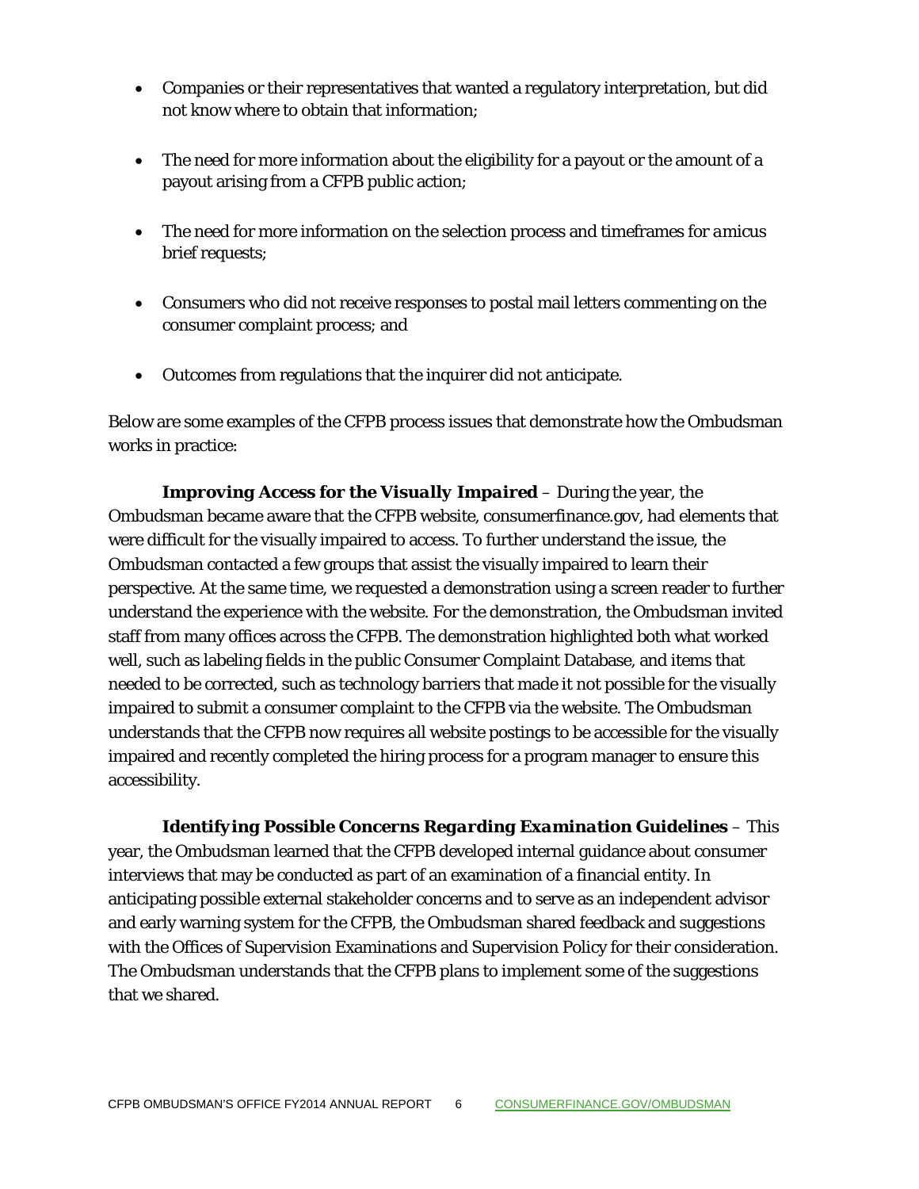- Companies or their representatives that wanted a regulatory interpretation, but did not know where to obtain that information;
- The need for more information about the eligibility for a payout or the amount of a payout arising from a CFPB public action;
- The need for more information on the selection process and timeframes for *amicus* brief requests;
- Consumers who did not receive responses to postal mail letters commenting on the consumer complaint process; and
- Outcomes from regulations that the inquirer did not anticipate.

Below are some examples of the CFPB process issues that demonstrate how the Ombudsman works in practice:

***Improving Access for the Visually Impaired*** – During the year, the Ombudsman became aware that the CFPB website, consumerfinance.gov, had elements that were difficult for the visually impaired to access. To further understand the issue, the Ombudsman contacted a few groups that assist the visually impaired to learn their perspective. At the same time, we requested a demonstration using a screen reader to further understand the experience with the website. For the demonstration, the Ombudsman invited staff from many offices across the CFPB. The demonstration highlighted both what worked well, such as labeling fields in the public Consumer Complaint Database, and items that needed to be corrected, such as technology barriers that made it not possible for the visually impaired to submit a consumer complaint to the CFPB via the website. The Ombudsman understands that the CFPB now requires all website postings to be accessible for the visually impaired and recently completed the hiring process for a program manager to ensure this accessibility.

***Identifying Possible Concerns Regarding Examination Guidelines*** – This year, the Ombudsman learned that the CFPB developed internal guidance about consumer interviews that may be conducted as part of an examination of a financial entity. In anticipating possible external stakeholder concerns and to serve as an independent advisor and early warning system for the CFPB, the Ombudsman shared feedback and suggestions with the Offices of Supervision Examinations and Supervision Policy for their consideration. The Ombudsman understands that the CFPB plans to implement some of the suggestions that we shared.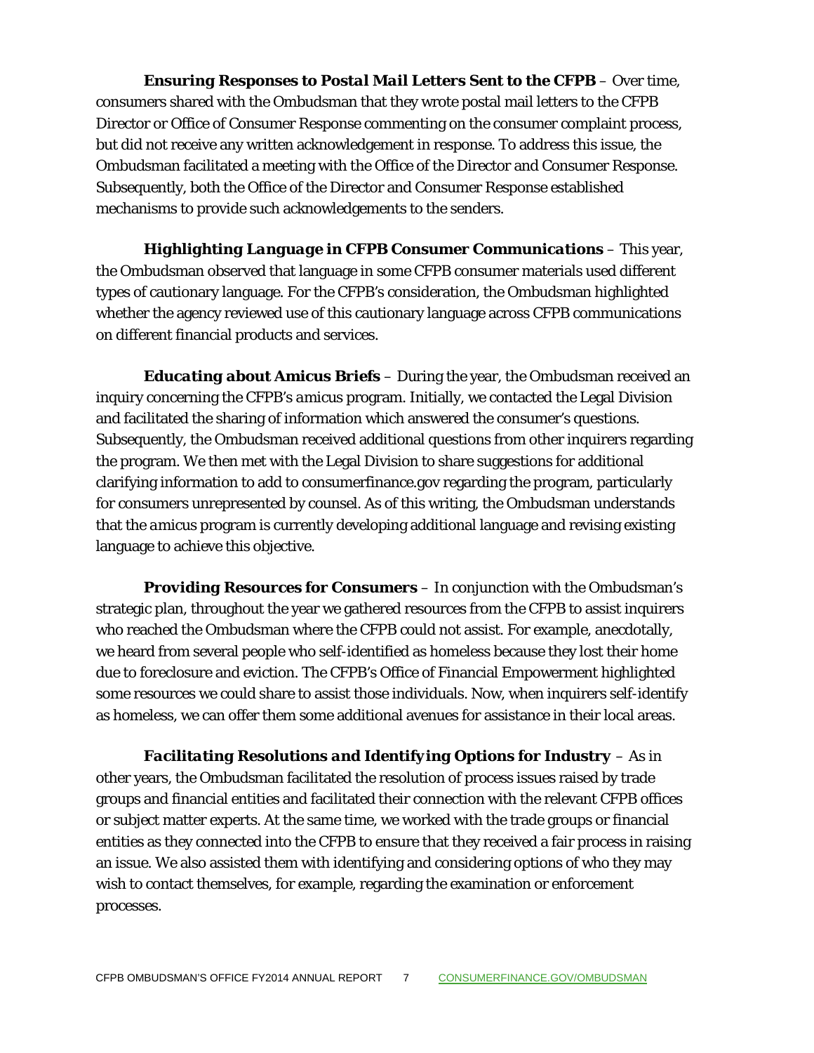***Ensuring Responses to Postal Mail Letters Sent to the CFPB*** – Over time, consumers shared with the Ombudsman that they wrote postal mail letters to the CFPB Director or Office of Consumer Response commenting on the consumer complaint process, but did not receive any written acknowledgement in response. To address this issue, the Ombudsman facilitated a meeting with the Office of the Director and Consumer Response. Subsequently, both the Office of the Director and Consumer Response established mechanisms to provide such acknowledgements to the senders.

***Highlighting Language in CFPB Consumer Communications*** – This year, the Ombudsman observed that language in some CFPB consumer materials used different types of cautionary language. For the CFPB's consideration, the Ombudsman highlighted whether the agency reviewed use of this cautionary language across CFPB communications on different financial products and services.

***Educating about Amicus Briefs*** – During the year, the Ombudsman received an inquiry concerning the CFPB's *amicus* program. Initially, we contacted the Legal Division and facilitated the sharing of information which answered the consumer's questions. Subsequently, the Ombudsman received additional questions from other inquirers regarding the program. We then met with the Legal Division to share suggestions for additional clarifying information to add to consumerfinance.gov regarding the program, particularly for consumers unrepresented by counsel. As of this writing, the Ombudsman understands that the *amicus* program is currently developing additional language and revising existing language to achieve this objective.

***Providing Resources for Consumers*** – In conjunction with the Ombudsman's strategic plan, throughout the year we gathered resources from the CFPB to assist inquirers who reached the Ombudsman where the CFPB could not assist. For example, anecdotally, we heard from several people who self-identified as homeless because they lost their home due to foreclosure and eviction. The CFPB's Office of Financial Empowerment highlighted some resources we could share to assist those individuals. Now, when inquirers self-identify as homeless, we can offer them some additional avenues for assistance in their local areas.

***Facilitating Resolutions and Identifying Options for Industry*** – As in other years, the Ombudsman facilitated the resolution of process issues raised by trade groups and financial entities and facilitated their connection with the relevant CFPB offices or subject matter experts. At the same time, we worked with the trade groups or financial entities as they connected into the CFPB to ensure that they received a fair process in raising an issue. We also assisted them with identifying and considering options of who they may wish to contact themselves, for example, regarding the examination or enforcement processes.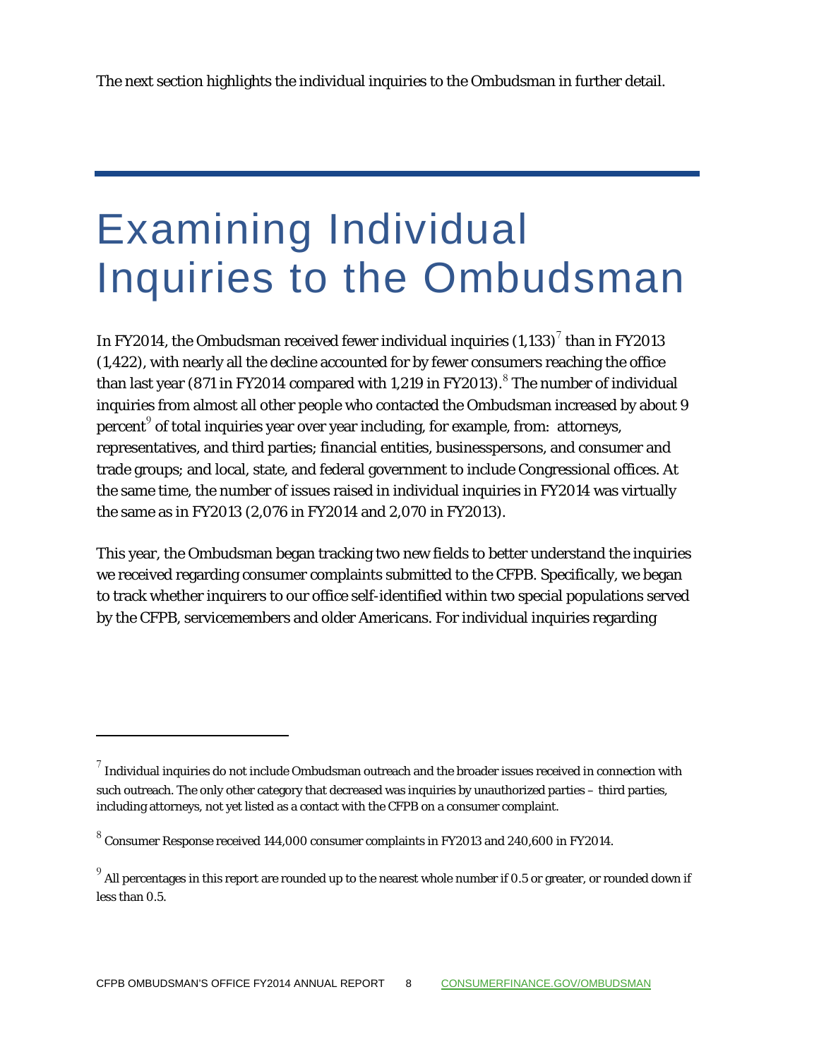The next section highlights the individual inquiries to the Ombudsman in further detail.

# Examining Individual Inquiries to the Ombudsman

In FY2014, the Ombudsman received fewer individual inquiries (1,133)[7] than in FY2013 (1,422), with nearly all the decline accounted for by fewer consumers reaching the office than last year (871 in FY2014 compared with 1,219 in FY2013).[8] The number of individual inquiries from almost all other people who contacted the Ombudsman increased by about 9 percent[9] of total inquiries year over year including, for example, from: attorneys, representatives, and third parties; financial entities, businesspersons, and consumer and trade groups; and local, state, and federal government to include Congressional offices. At the same time, the number of issues raised in individual inquiries in FY2014 was virtually the same as in FY2013 (2,076 in FY2014 and 2,070 in FY2013).

This year, the Ombudsman began tracking two new fields to better understand the inquiries we received regarding consumer complaints submitted to the CFPB. Specifically, we began to track whether inquirers to our office self-identified within two special populations served by the CFPB, servicemembers and older Americans. For individual inquiries regarding

---

[7] Individual inquiries do not include Ombudsman outreach and the broader issues received in connection with such outreach. The only other category that decreased was inquiries by unauthorized parties – third parties, including attorneys, not yet listed as a contact with the CFPB on a consumer complaint.

[8] Consumer Response received 144,000 consumer complaints in FY2013 and 240,600 in FY2014.

[9] All percentages in this report are rounded up to the nearest whole number if 0.5 or greater, or rounded down if less than 0.5.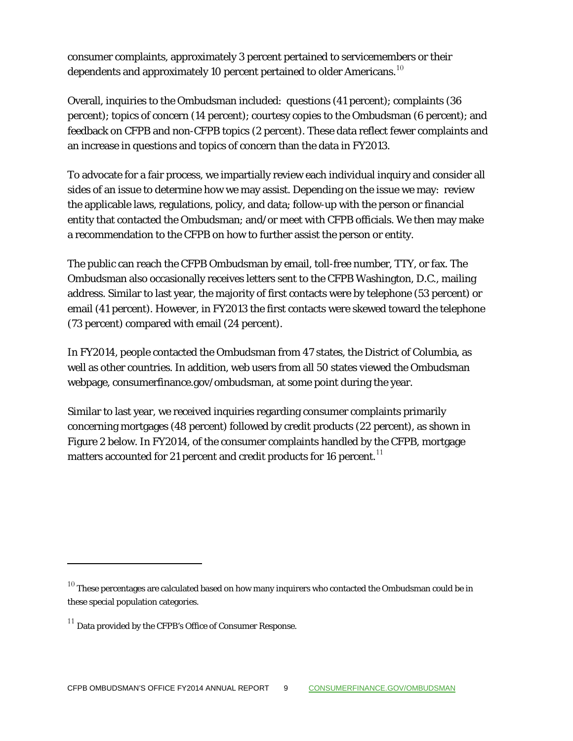consumer complaints, approximately 3 percent pertained to servicemembers or their dependents and approximately 10 percent pertained to older Americans.[10]

Overall, inquiries to the Ombudsman included: questions (41 percent); complaints (36 percent); topics of concern (14 percent); courtesy copies to the Ombudsman (6 percent); and feedback on CFPB and non-CFPB topics (2 percent). These data reflect fewer complaints and an increase in questions and topics of concern than the data in FY2013.

To advocate for a fair process, we impartially review each individual inquiry and consider all sides of an issue to determine how we may assist. Depending on the issue we may: review the applicable laws, regulations, policy, and data; follow-up with the person or financial entity that contacted the Ombudsman; and/or meet with CFPB officials. We then may make a recommendation to the CFPB on how to further assist the person or entity.

The public can reach the CFPB Ombudsman by email, toll-free number, TTY, or fax. The Ombudsman also occasionally receives letters sent to the CFPB Washington, D.C., mailing address. Similar to last year, the majority of first contacts were by telephone (53 percent) or email (41 percent). However, in FY2013 the first contacts were skewed toward the telephone (73 percent) compared with email (24 percent).

In FY2014, people contacted the Ombudsman from 47 states, the District of Columbia, as well as other countries. In addition, web users from all 50 states viewed the Ombudsman webpage, consumerfinance.gov/ombudsman, at some point during the year.

Similar to last year, we received inquiries regarding consumer complaints primarily concerning mortgages (48 percent) followed by credit products (22 percent), as shown in Figure 2 below. In FY2014, of the consumer complaints handled by the CFPB, mortgage matters accounted for 21 percent and credit products for 16 percent.[11]

---

[10] These percentages are calculated based on how many inquirers who contacted the Ombudsman could be in these special population categories.

[11] Data provided by the CFPB's Office of Consumer Response.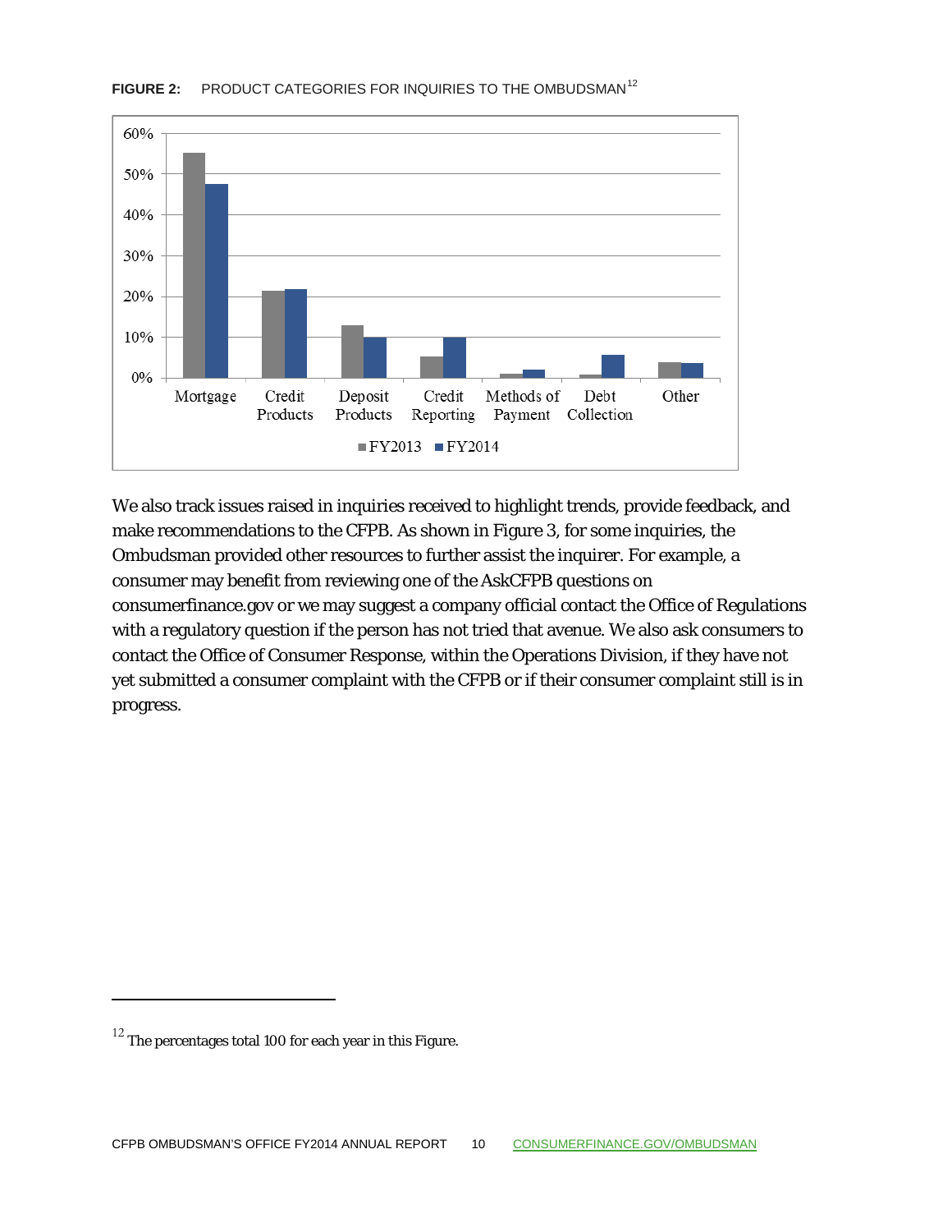**FIGURE 2:** PRODUCT CATEGORIES FOR INQUIRIES TO THE OMBUDSMAN[12]

We also track issues raised in inquiries received to highlight trends, provide feedback, and make recommendations to the CFPB. As shown in Figure 3, for some inquiries, the Ombudsman provided other resources to further assist the inquirer. For example, a consumer may benefit from reviewing one of the AskCFPB questions on consumerfinance.gov or we may suggest a company official contact the Office of Regulations with a regulatory question if the person has not tried that avenue. We also ask consumers to contact the Office of Consumer Response, within the Operations Division, if they have not yet submitted a consumer complaint with the CFPB or if their consumer complaint still is in progress.

[12] The percentages total 100 for each year in this Figure.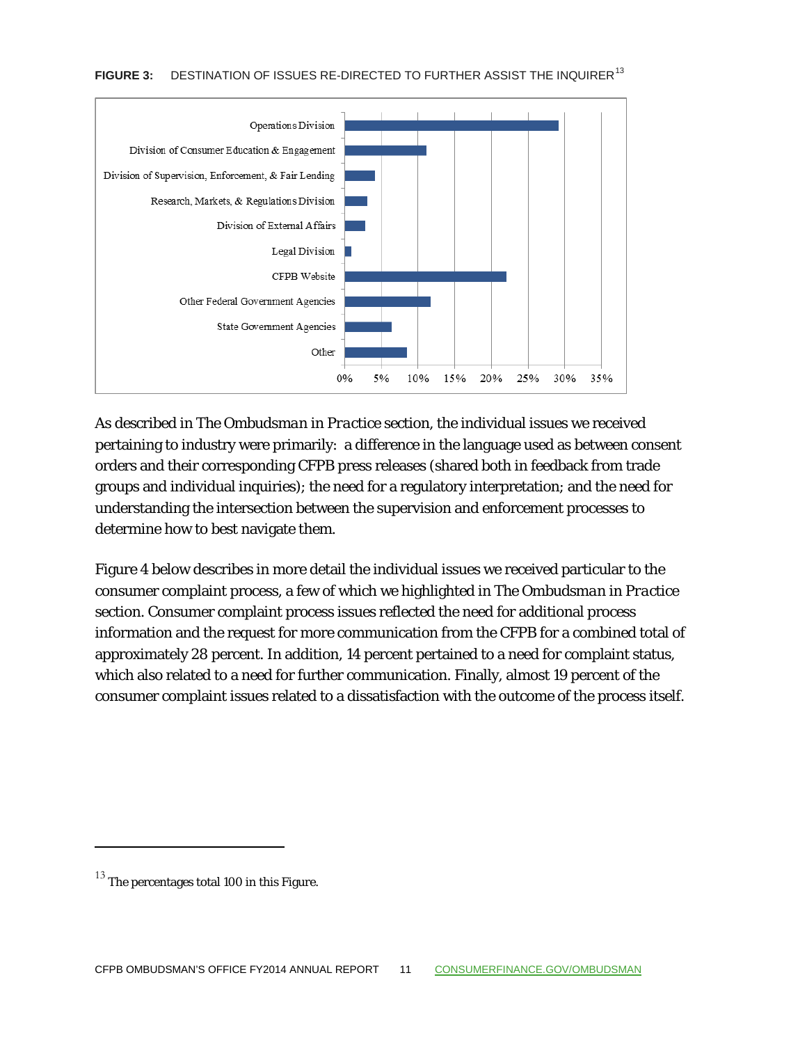**FIGURE 3:** DESTINATION OF ISSUES RE-DIRECTED TO FURTHER ASSIST THE INQUIRER[13]

As described in *The Ombudsman in Practice* section, the individual issues we received pertaining to industry were primarily: a difference in the language used as between consent orders and their corresponding CFPB press releases (shared both in feedback from trade groups and individual inquiries); the need for a regulatory interpretation; and the need for understanding the intersection between the supervision and enforcement processes to determine how to best navigate them.

Figure 4 below describes in more detail the individual issues we received particular to the consumer complaint process, a few of which we highlighted in *The Ombudsman in Practice* section. Consumer complaint process issues reflected the need for additional process information and the request for more communication from the CFPB for a combined total of approximately 28 percent. In addition, 14 percent pertained to a need for complaint status, which also related to a need for further communication. Finally, almost 19 percent of the consumer complaint issues related to a dissatisfaction with the outcome of the process itself.

[13] The percentages total 100 in this Figure.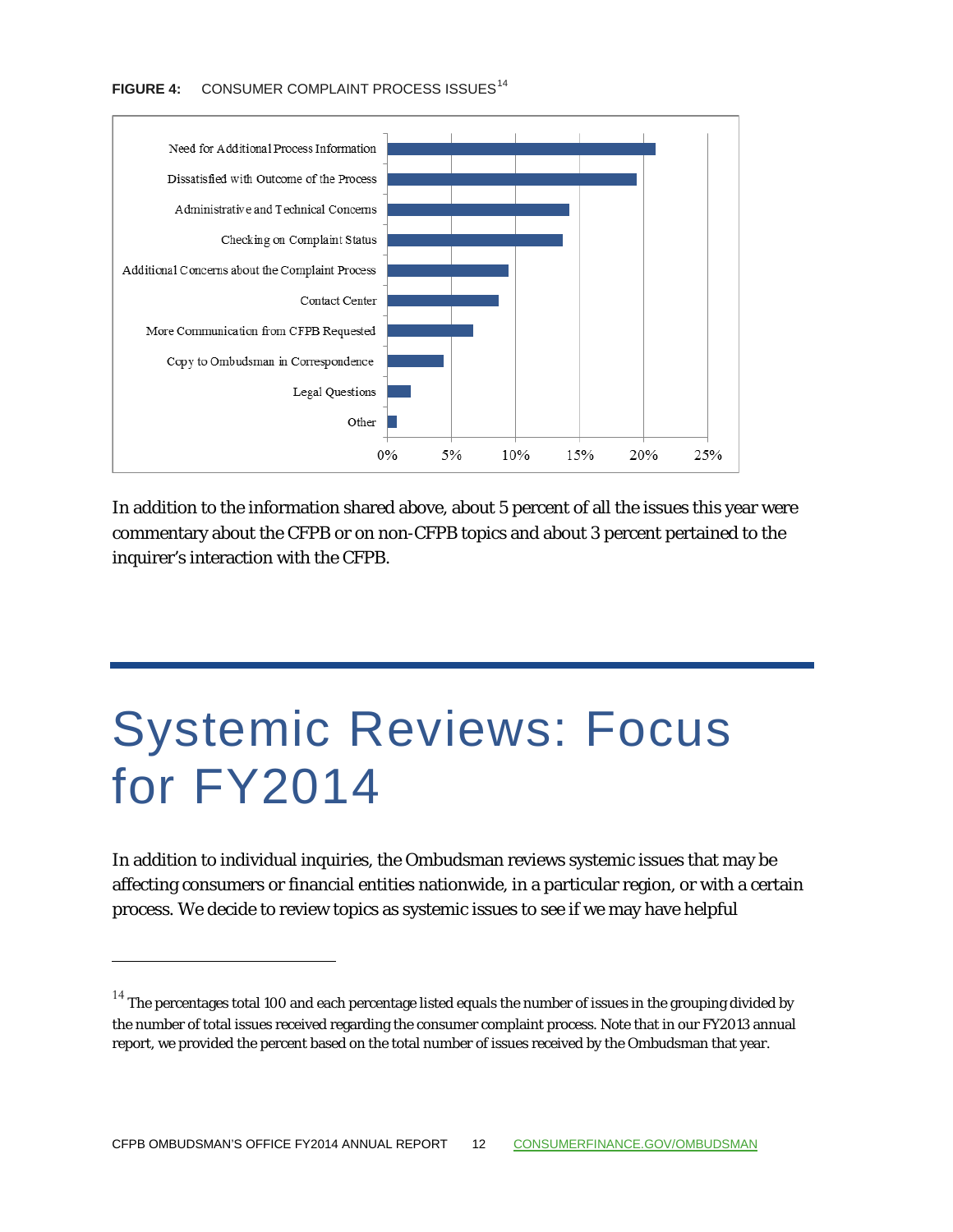**FIGURE 4:** CONSUMER COMPLAINT PROCESS ISSUES[14]

- Need for Additional Process Information
- Dissatisfied with Outcome of the Process
- Administrative and Technical Concerns
- Checking on Complaint Status
- Additional Concerns about the Complaint Process
- Contact Center
- More Communication from CFPB Requested
- Copy to Ombudsman in Correspondence
- Legal Questions
- Other

In addition to the information shared above, about 5 percent of all the issues this year were commentary about the CFPB or on non-CFPB topics and about 3 percent pertained to the inquirer's interaction with the CFPB.

# Systemic Reviews: Focus for FY2014

In addition to individual inquiries, the Ombudsman reviews systemic issues that may be affecting consumers or financial entities nationwide, in a particular region, or with a certain process. We decide to review topics as systemic issues to see if we may have helpful

[14] The percentages total 100 and each percentage listed equals the number of issues in the grouping divided by the number of total issues received regarding the consumer complaint process. Note that in our FY2013 annual report, we provided the percent based on the total number of issues received by the Ombudsman that year.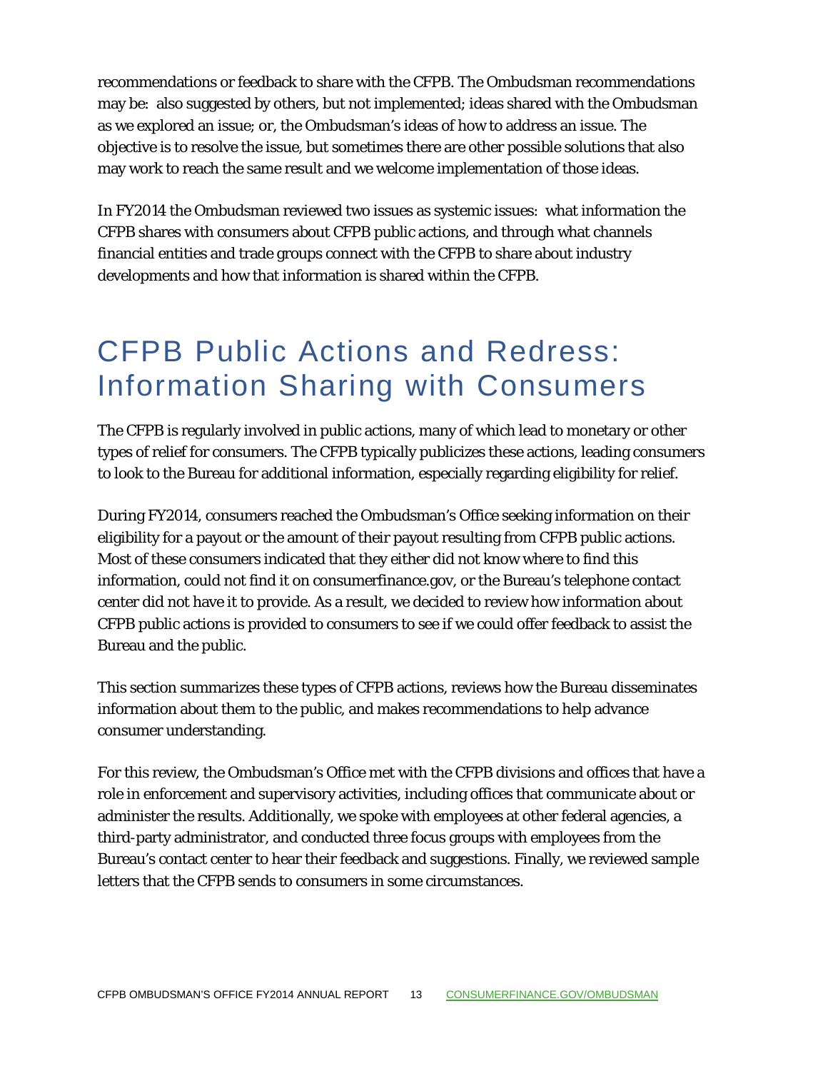recommendations or feedback to share with the CFPB. The Ombudsman recommendations may be: also suggested by others, but not implemented; ideas shared with the Ombudsman as we explored an issue; or, the Ombudsman's ideas of how to address an issue. The objective is to resolve the issue, but sometimes there are other possible solutions that also may work to reach the same result and we welcome implementation of those ideas.

In FY2014 the Ombudsman reviewed two issues as systemic issues: what information the CFPB shares with consumers about CFPB public actions, and through what channels financial entities and trade groups connect with the CFPB to share about industry developments and how that information is shared within the CFPB.

# CFPB Public Actions and Redress: Information Sharing with Consumers

The CFPB is regularly involved in public actions, many of which lead to monetary or other types of relief for consumers. The CFPB typically publicizes these actions, leading consumers to look to the Bureau for additional information, especially regarding eligibility for relief.

During FY2014, consumers reached the Ombudsman's Office seeking information on their eligibility for a payout or the amount of their payout resulting from CFPB public actions. Most of these consumers indicated that they either did not know where to find this information, could not find it on consumerfinance.gov, or the Bureau's telephone contact center did not have it to provide. As a result, we decided to review how information about CFPB public actions is provided to consumers to see if we could offer feedback to assist the Bureau and the public.

This section summarizes these types of CFPB actions, reviews how the Bureau disseminates information about them to the public, and makes recommendations to help advance consumer understanding.

For this review, the Ombudsman's Office met with the CFPB divisions and offices that have a role in enforcement and supervisory activities, including offices that communicate about or administer the results. Additionally, we spoke with employees at other federal agencies, a third-party administrator, and conducted three focus groups with employees from the Bureau's contact center to hear their feedback and suggestions. Finally, we reviewed sample letters that the CFPB sends to consumers in some circumstances.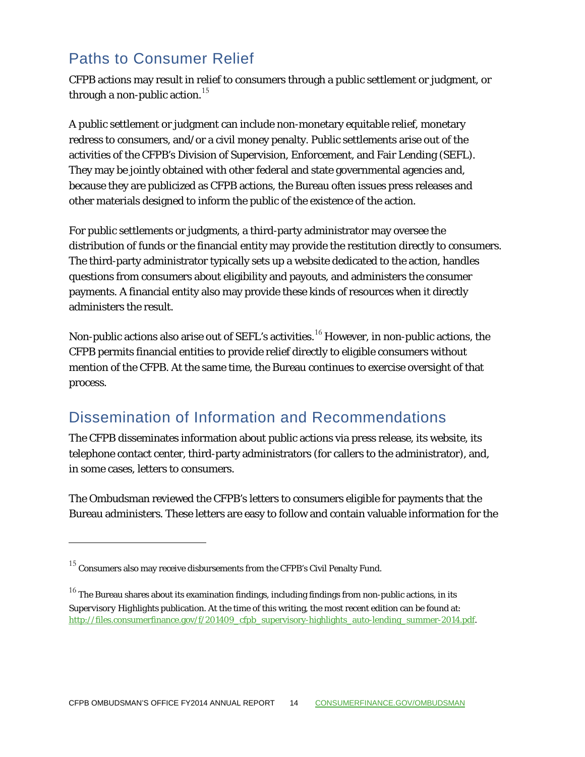## Paths to Consumer Relief

CFPB actions may result in relief to consumers through a public settlement or judgment, or through a non-public action.[15]

A public settlement or judgment can include non-monetary equitable relief, monetary redress to consumers, and/or a civil money penalty. Public settlements arise out of the activities of the CFPB's Division of Supervision, Enforcement, and Fair Lending (SEFL). They may be jointly obtained with other federal and state governmental agencies and, because they are publicized as CFPB actions, the Bureau often issues press releases and other materials designed to inform the public of the existence of the action.

For public settlements or judgments, a third-party administrator may oversee the distribution of funds or the financial entity may provide the restitution directly to consumers. The third-party administrator typically sets up a website dedicated to the action, handles questions from consumers about eligibility and payouts, and administers the consumer payments. A financial entity also may provide these kinds of resources when it directly administers the result.

Non-public actions also arise out of SEFL's activities.[16] However, in non-public actions, the CFPB permits financial entities to provide relief directly to eligible consumers without mention of the CFPB. At the same time, the Bureau continues to exercise oversight of that process.

## Dissemination of Information and Recommendations

The CFPB disseminates information about public actions via press release, its website, its telephone contact center, third-party administrators (for callers to the administrator), and, in some cases, letters to consumers.

The Ombudsman reviewed the CFPB's letters to consumers eligible for payments that the Bureau administers. These letters are easy to follow and contain valuable information for the

---

[15] Consumers also may receive disbursements from the CFPB's Civil Penalty Fund.

[16] The Bureau shares about its examination findings, including findings from non-public actions, in its Supervisory Highlights publication. At the time of this writing, the most recent edition can be found at: http://files.consumerfinance.gov/f/201409_cfpb_supervisory-highlights_auto-lending_summer-2014.pdf.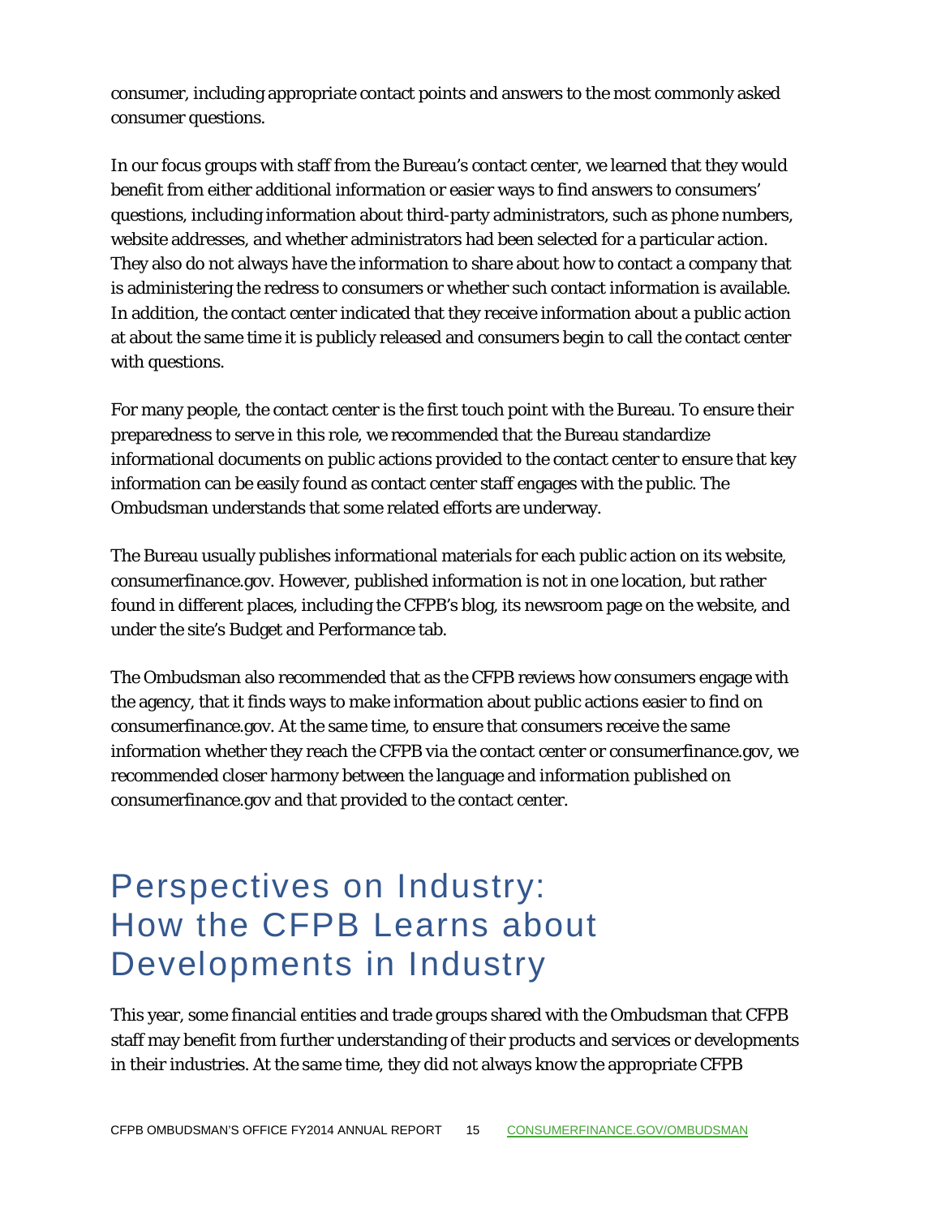consumer, including appropriate contact points and answers to the most commonly asked consumer questions.

In our focus groups with staff from the Bureau's contact center, we learned that they would benefit from either additional information or easier ways to find answers to consumers' questions, including information about third-party administrators, such as phone numbers, website addresses, and whether administrators had been selected for a particular action. They also do not always have the information to share about how to contact a company that is administering the redress to consumers or whether such contact information is available. In addition, the contact center indicated that they receive information about a public action at about the same time it is publicly released and consumers begin to call the contact center with questions.

For many people, the contact center is the first touch point with the Bureau. To ensure their preparedness to serve in this role, we recommended that the Bureau standardize informational documents on public actions provided to the contact center to ensure that key information can be easily found as contact center staff engages with the public. The Ombudsman understands that some related efforts are underway.

The Bureau usually publishes informational materials for each public action on its website, consumerfinance.gov. However, published information is not in one location, but rather found in different places, including the CFPB's blog, its newsroom page on the website, and under the site's Budget and Performance tab.

The Ombudsman also recommended that as the CFPB reviews how consumers engage with the agency, that it finds ways to make information about public actions easier to find on consumerfinance.gov. At the same time, to ensure that consumers receive the same information whether they reach the CFPB via the contact center or consumerfinance.gov, we recommended closer harmony between the language and information published on consumerfinance.gov and that provided to the contact center.

# Perspectives on Industry: How the CFPB Learns about Developments in Industry

This year, some financial entities and trade groups shared with the Ombudsman that CFPB staff may benefit from further understanding of their products and services or developments in their industries. At the same time, they did not always know the appropriate CFPB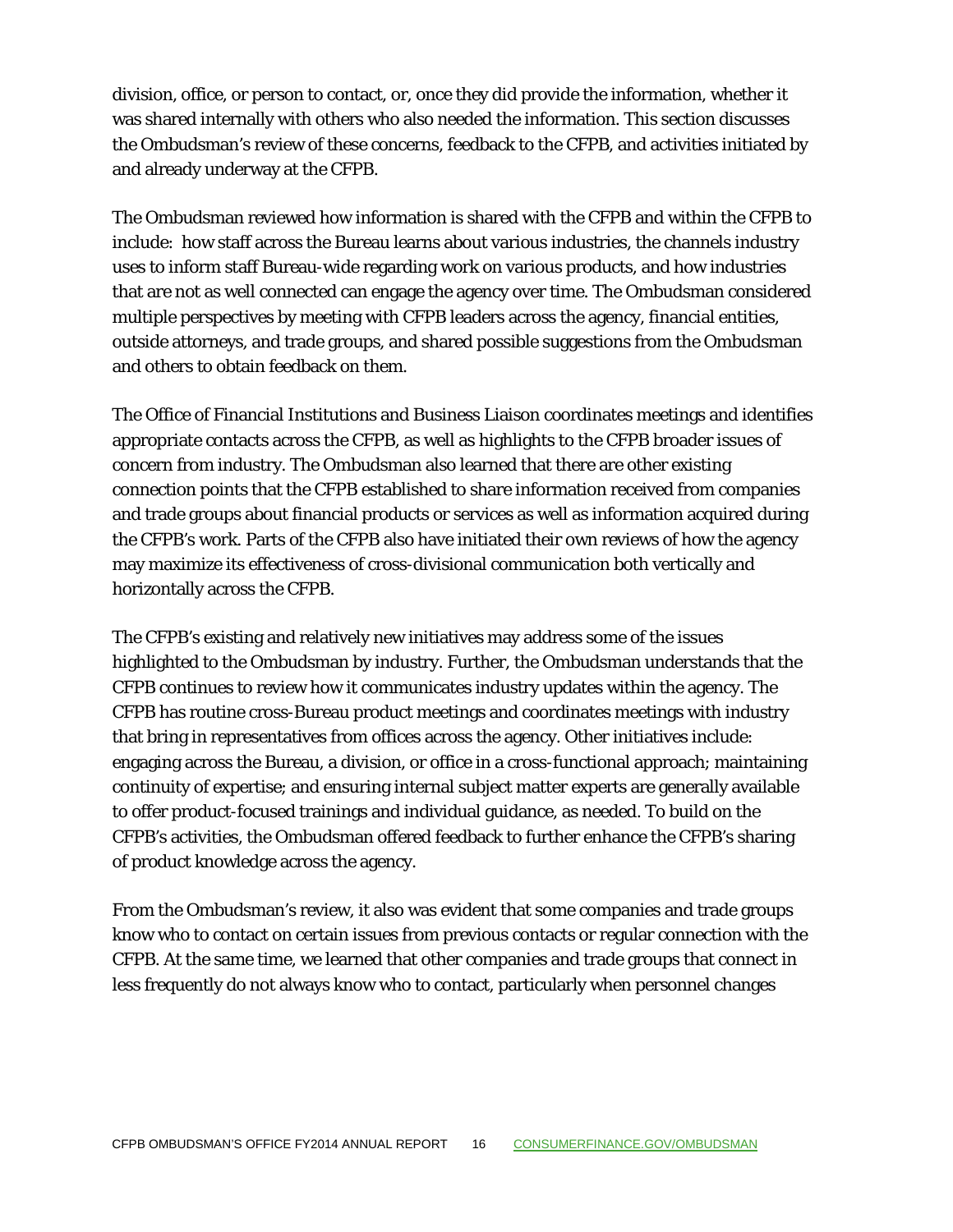division, office, or person to contact, or, once they did provide the information, whether it was shared internally with others who also needed the information. This section discusses the Ombudsman's review of these concerns, feedback to the CFPB, and activities initiated by and already underway at the CFPB.

The Ombudsman reviewed how information is shared with the CFPB and within the CFPB to include: how staff across the Bureau learns about various industries, the channels industry uses to inform staff Bureau-wide regarding work on various products, and how industries that are not as well connected can engage the agency over time. The Ombudsman considered multiple perspectives by meeting with CFPB leaders across the agency, financial entities, outside attorneys, and trade groups, and shared possible suggestions from the Ombudsman and others to obtain feedback on them.

The Office of Financial Institutions and Business Liaison coordinates meetings and identifies appropriate contacts across the CFPB, as well as highlights to the CFPB broader issues of concern from industry. The Ombudsman also learned that there are other existing connection points that the CFPB established to share information received from companies and trade groups about financial products or services as well as information acquired during the CFPB's work. Parts of the CFPB also have initiated their own reviews of how the agency may maximize its effectiveness of cross-divisional communication both vertically and horizontally across the CFPB.

The CFPB's existing and relatively new initiatives may address some of the issues highlighted to the Ombudsman by industry. Further, the Ombudsman understands that the CFPB continues to review how it communicates industry updates within the agency. The CFPB has routine cross-Bureau product meetings and coordinates meetings with industry that bring in representatives from offices across the agency. Other initiatives include: engaging across the Bureau, a division, or office in a cross-functional approach; maintaining continuity of expertise; and ensuring internal subject matter experts are generally available to offer product-focused trainings and individual guidance, as needed. To build on the CFPB's activities, the Ombudsman offered feedback to further enhance the CFPB's sharing of product knowledge across the agency.

From the Ombudsman's review, it also was evident that some companies and trade groups know who to contact on certain issues from previous contacts or regular connection with the CFPB. At the same time, we learned that other companies and trade groups that connect in less frequently do not always know who to contact, particularly when personnel changes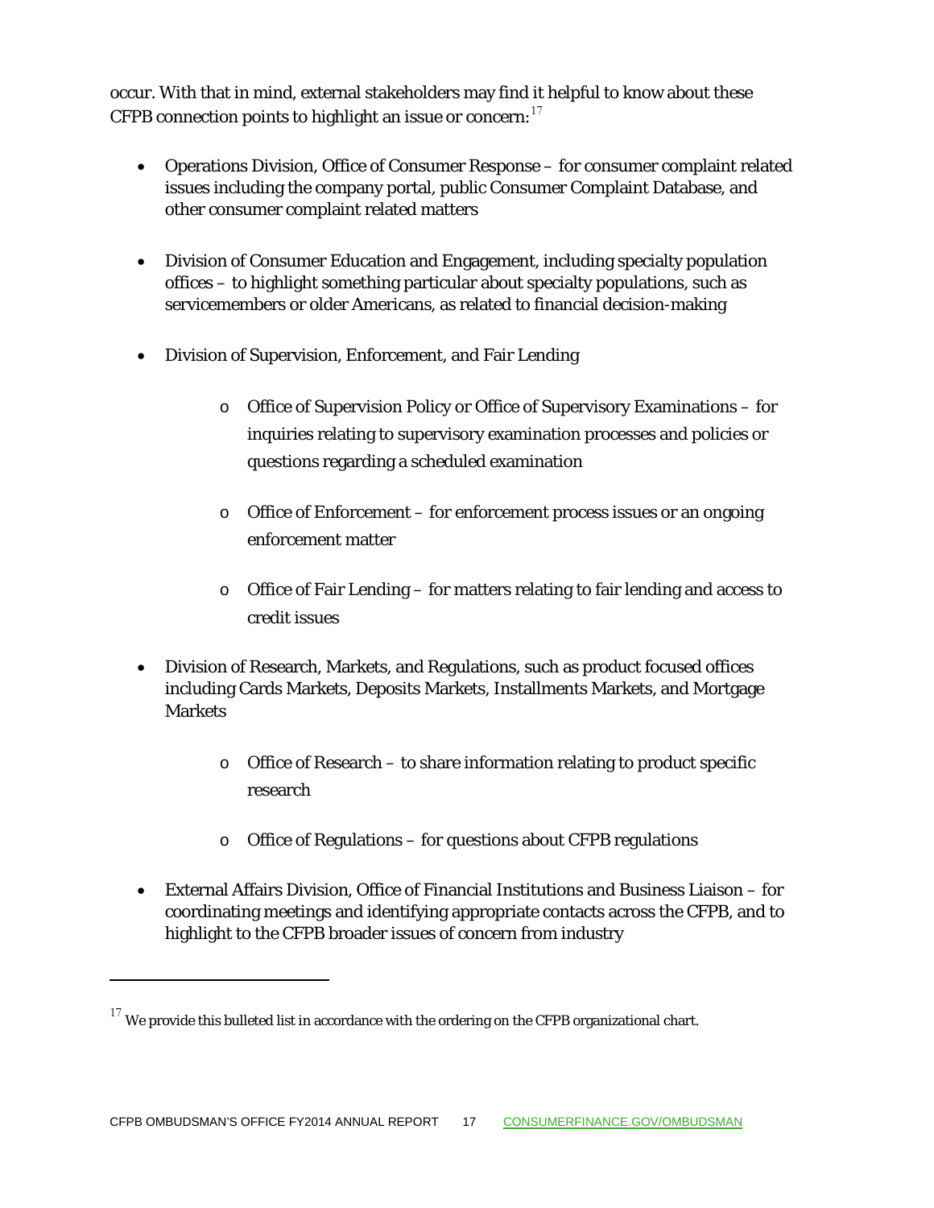occur. With that in mind, external stakeholders may find it helpful to know about these CFPB connection points to highlight an issue or concern:[17]

- Operations Division, Office of Consumer Response – for consumer complaint related issues including the company portal, public Consumer Complaint Database, and other consumer complaint related matters

- Division of Consumer Education and Engagement, including specialty population offices – to highlight something particular about specialty populations, such as servicemembers or older Americans, as related to financial decision-making

- Division of Supervision, Enforcement, and Fair Lending

    - Office of Supervision Policy or Office of Supervisory Examinations – for inquiries relating to supervisory examination processes and policies or questions regarding a scheduled examination

    - Office of Enforcement – for enforcement process issues or an ongoing enforcement matter

    - Office of Fair Lending – for matters relating to fair lending and access to credit issues

- Division of Research, Markets, and Regulations, such as product focused offices including Cards Markets, Deposits Markets, Installments Markets, and Mortgage Markets

    - Office of Research – to share information relating to product specific research

    - Office of Regulations – for questions about CFPB regulations

- External Affairs Division, Office of Financial Institutions and Business Liaison – for coordinating meetings and identifying appropriate contacts across the CFPB, and to highlight to the CFPB broader issues of concern from industry

---

[17] We provide this bulleted list in accordance with the ordering on the CFPB organizational chart.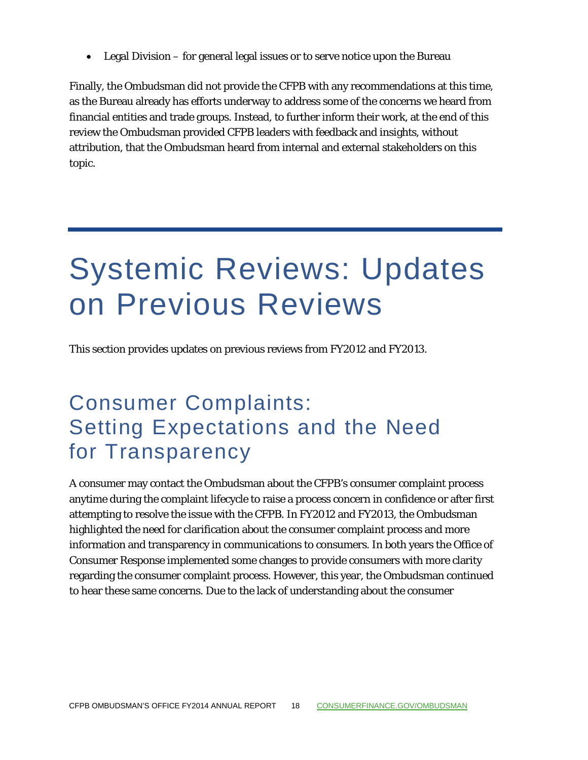- Legal Division – for general legal issues or to serve notice upon the Bureau

Finally, the Ombudsman did not provide the CFPB with any recommendations at this time, as the Bureau already has efforts underway to address some of the concerns we heard from financial entities and trade groups. Instead, to further inform their work, at the end of this review the Ombudsman provided CFPB leaders with feedback and insights, without attribution, that the Ombudsman heard from internal and external stakeholders on this topic.

# Systemic Reviews: Updates on Previous Reviews

This section provides updates on previous reviews from FY2012 and FY2013.

## Consumer Complaints: Setting Expectations and the Need for Transparency

A consumer may contact the Ombudsman about the CFPB's consumer complaint process anytime during the complaint lifecycle to raise a process concern in confidence or after first attempting to resolve the issue with the CFPB. In FY2012 and FY2013, the Ombudsman highlighted the need for clarification about the consumer complaint process and more information and transparency in communications to consumers. In both years the Office of Consumer Response implemented some changes to provide consumers with more clarity regarding the consumer complaint process. However, this year, the Ombudsman continued to hear these same concerns. Due to the lack of understanding about the consumer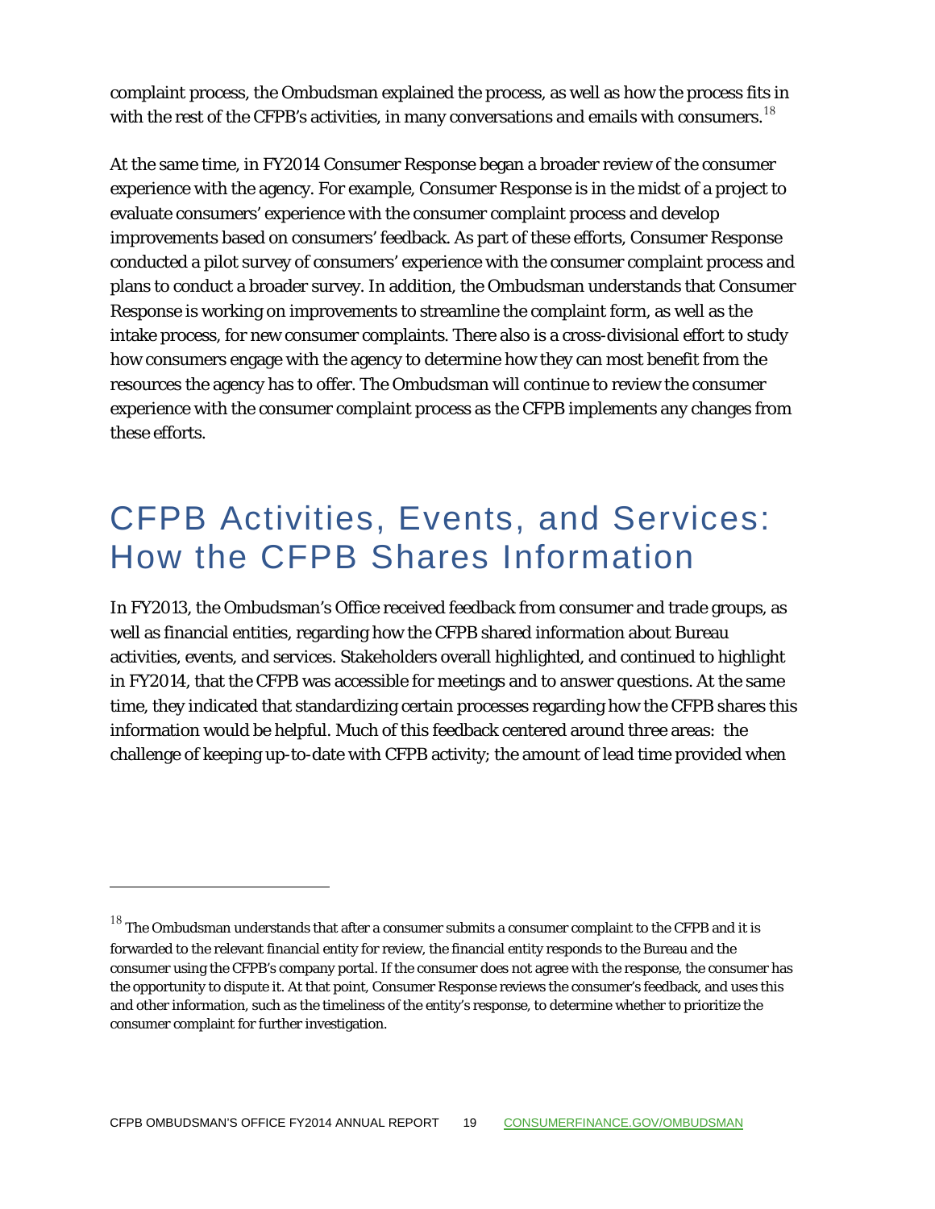complaint process, the Ombudsman explained the process, as well as how the process fits in with the rest of the CFPB's activities, in many conversations and emails with consumers.[18]

At the same time, in FY2014 Consumer Response began a broader review of the consumer experience with the agency. For example, Consumer Response is in the midst of a project to evaluate consumers' experience with the consumer complaint process and develop improvements based on consumers' feedback. As part of these efforts, Consumer Response conducted a pilot survey of consumers' experience with the consumer complaint process and plans to conduct a broader survey. In addition, the Ombudsman understands that Consumer Response is working on improvements to streamline the complaint form, as well as the intake process, for new consumer complaints. There also is a cross-divisional effort to study how consumers engage with the agency to determine how they can most benefit from the resources the agency has to offer. The Ombudsman will continue to review the consumer experience with the consumer complaint process as the CFPB implements any changes from these efforts.

# CFPB Activities, Events, and Services: How the CFPB Shares Information

In FY2013, the Ombudsman's Office received feedback from consumer and trade groups, as well as financial entities, regarding how the CFPB shared information about Bureau activities, events, and services. Stakeholders overall highlighted, and continued to highlight in FY2014, that the CFPB was accessible for meetings and to answer questions. At the same time, they indicated that standardizing certain processes regarding how the CFPB shares this information would be helpful. Much of this feedback centered around three areas: the challenge of keeping up-to-date with CFPB activity; the amount of lead time provided when

[18] The Ombudsman understands that after a consumer submits a consumer complaint to the CFPB and it is forwarded to the relevant financial entity for review, the financial entity responds to the Bureau and the consumer using the CFPB's company portal. If the consumer does not agree with the response, the consumer has the opportunity to dispute it. At that point, Consumer Response reviews the consumer's feedback, and uses this and other information, such as the timeliness of the entity's response, to determine whether to prioritize the consumer complaint for further investigation.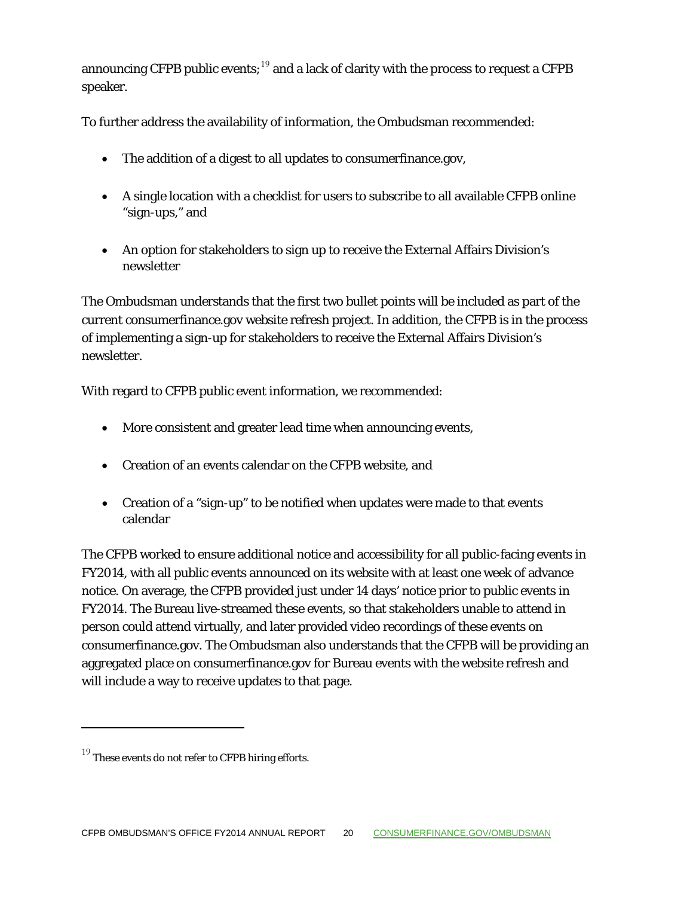announcing CFPB public events;[19] and a lack of clarity with the process to request a CFPB speaker.

To further address the availability of information, the Ombudsman recommended:

- The addition of a digest to all updates to consumerfinance.gov,
- A single location with a checklist for users to subscribe to all available CFPB online "sign-ups," and
- An option for stakeholders to sign up to receive the External Affairs Division's newsletter

The Ombudsman understands that the first two bullet points will be included as part of the current consumerfinance.gov website refresh project. In addition, the CFPB is in the process of implementing a sign-up for stakeholders to receive the External Affairs Division's newsletter.

With regard to CFPB public event information, we recommended:

- More consistent and greater lead time when announcing events,
- Creation of an events calendar on the CFPB website, and
- Creation of a "sign-up" to be notified when updates were made to that events calendar

The CFPB worked to ensure additional notice and accessibility for all public-facing events in FY2014, with all public events announced on its website with at least one week of advance notice. On average, the CFPB provided just under 14 days' notice prior to public events in FY2014. The Bureau live-streamed these events, so that stakeholders unable to attend in person could attend virtually, and later provided video recordings of these events on consumerfinance.gov. The Ombudsman also understands that the CFPB will be providing an aggregated place on consumerfinance.gov for Bureau events with the website refresh and will include a way to receive updates to that page.

---

[19] These events do not refer to CFPB hiring efforts.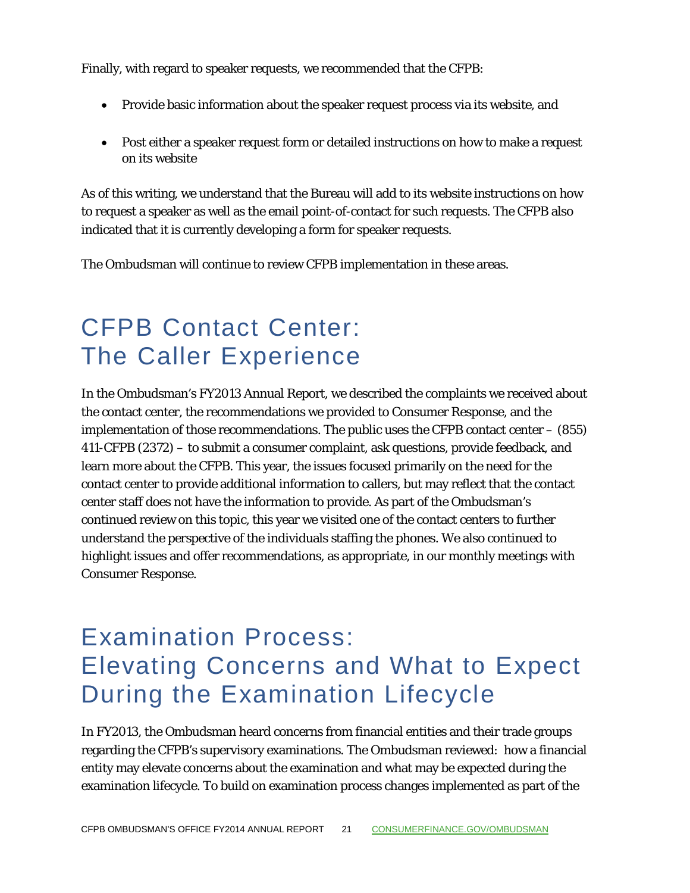Finally, with regard to speaker requests, we recommended that the CFPB:

- Provide basic information about the speaker request process via its website, and
- Post either a speaker request form or detailed instructions on how to make a request on its website

As of this writing, we understand that the Bureau will add to its website instructions on how to request a speaker as well as the email point-of-contact for such requests. The CFPB also indicated that it is currently developing a form for speaker requests.

The Ombudsman will continue to review CFPB implementation in these areas.

# CFPB Contact Center: The Caller Experience

In the Ombudsman's FY2013 Annual Report, we described the complaints we received about the contact center, the recommendations we provided to Consumer Response, and the implementation of those recommendations. The public uses the CFPB contact center – (855) 411-CFPB (2372) – to submit a consumer complaint, ask questions, provide feedback, and learn more about the CFPB. This year, the issues focused primarily on the need for the contact center to provide additional information to callers, but may reflect that the contact center staff does not have the information to provide. As part of the Ombudsman's continued review on this topic, this year we visited one of the contact centers to further understand the perspective of the individuals staffing the phones. We also continued to highlight issues and offer recommendations, as appropriate, in our monthly meetings with Consumer Response.

# Examination Process: Elevating Concerns and What to Expect During the Examination Lifecycle

In FY2013, the Ombudsman heard concerns from financial entities and their trade groups regarding the CFPB's supervisory examinations. The Ombudsman reviewed: how a financial entity may elevate concerns about the examination and what may be expected during the examination lifecycle. To build on examination process changes implemented as part of the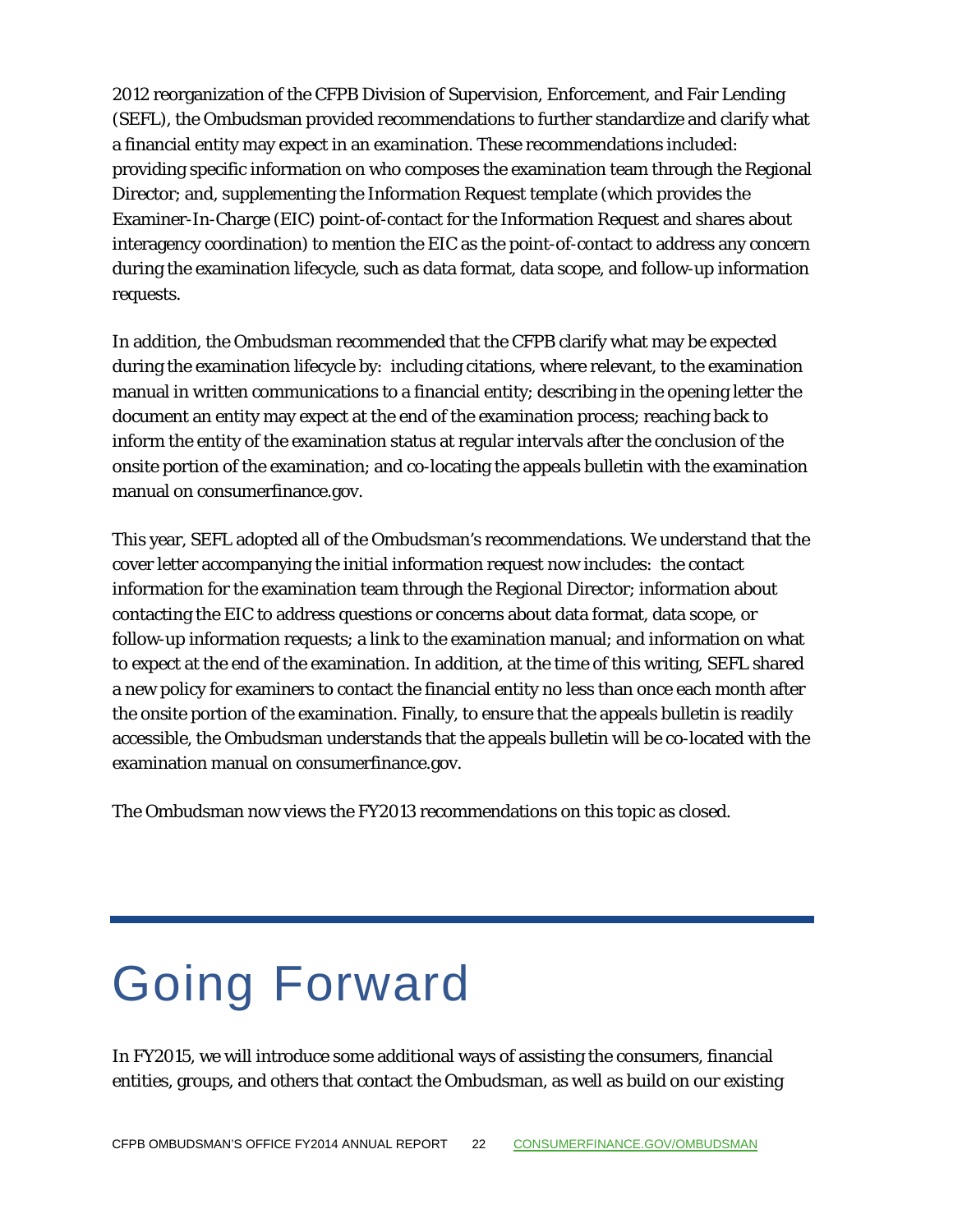2012 reorganization of the CFPB Division of Supervision, Enforcement, and Fair Lending (SEFL), the Ombudsman provided recommendations to further standardize and clarify what a financial entity may expect in an examination. These recommendations included: providing specific information on who composes the examination team through the Regional Director; and, supplementing the Information Request template (which provides the Examiner-In-Charge (EIC) point-of-contact for the Information Request and shares about interagency coordination) to mention the EIC as the point-of-contact to address any concern during the examination lifecycle, such as data format, data scope, and follow-up information requests.

In addition, the Ombudsman recommended that the CFPB clarify what may be expected during the examination lifecycle by: including citations, where relevant, to the examination manual in written communications to a financial entity; describing in the opening letter the document an entity may expect at the end of the examination process; reaching back to inform the entity of the examination status at regular intervals after the conclusion of the onsite portion of the examination; and co-locating the appeals bulletin with the examination manual on consumerfinance.gov.

This year, SEFL adopted all of the Ombudsman's recommendations. We understand that the cover letter accompanying the initial information request now includes: the contact information for the examination team through the Regional Director; information about contacting the EIC to address questions or concerns about data format, data scope, or follow-up information requests; a link to the examination manual; and information on what to expect at the end of the examination. In addition, at the time of this writing, SEFL shared a new policy for examiners to contact the financial entity no less than once each month after the onsite portion of the examination. Finally, to ensure that the appeals bulletin is readily accessible, the Ombudsman understands that the appeals bulletin will be co-located with the examination manual on consumerfinance.gov.

The Ombudsman now views the FY2013 recommendations on this topic as closed.

# Going Forward

In FY2015, we will introduce some additional ways of assisting the consumers, financial entities, groups, and others that contact the Ombudsman, as well as build on our existing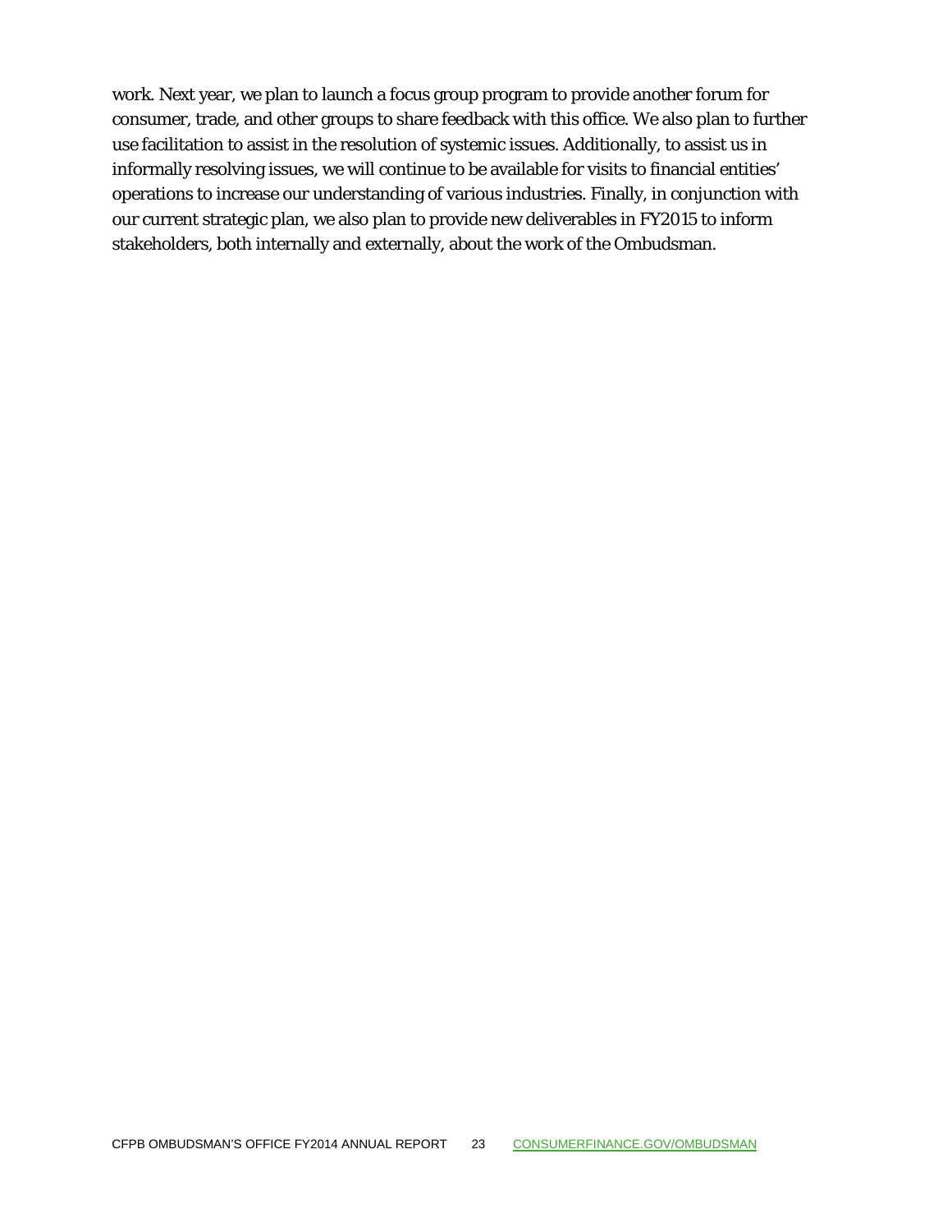work. Next year, we plan to launch a focus group program to provide another forum for consumer, trade, and other groups to share feedback with this office. We also plan to further use facilitation to assist in the resolution of systemic issues. Additionally, to assist us in informally resolving issues, we will continue to be available for visits to financial entities' operations to increase our understanding of various industries. Finally, in conjunction with our current strategic plan, we also plan to provide new deliverables in FY2015 to inform stakeholders, both internally and externally, about the work of the Ombudsman.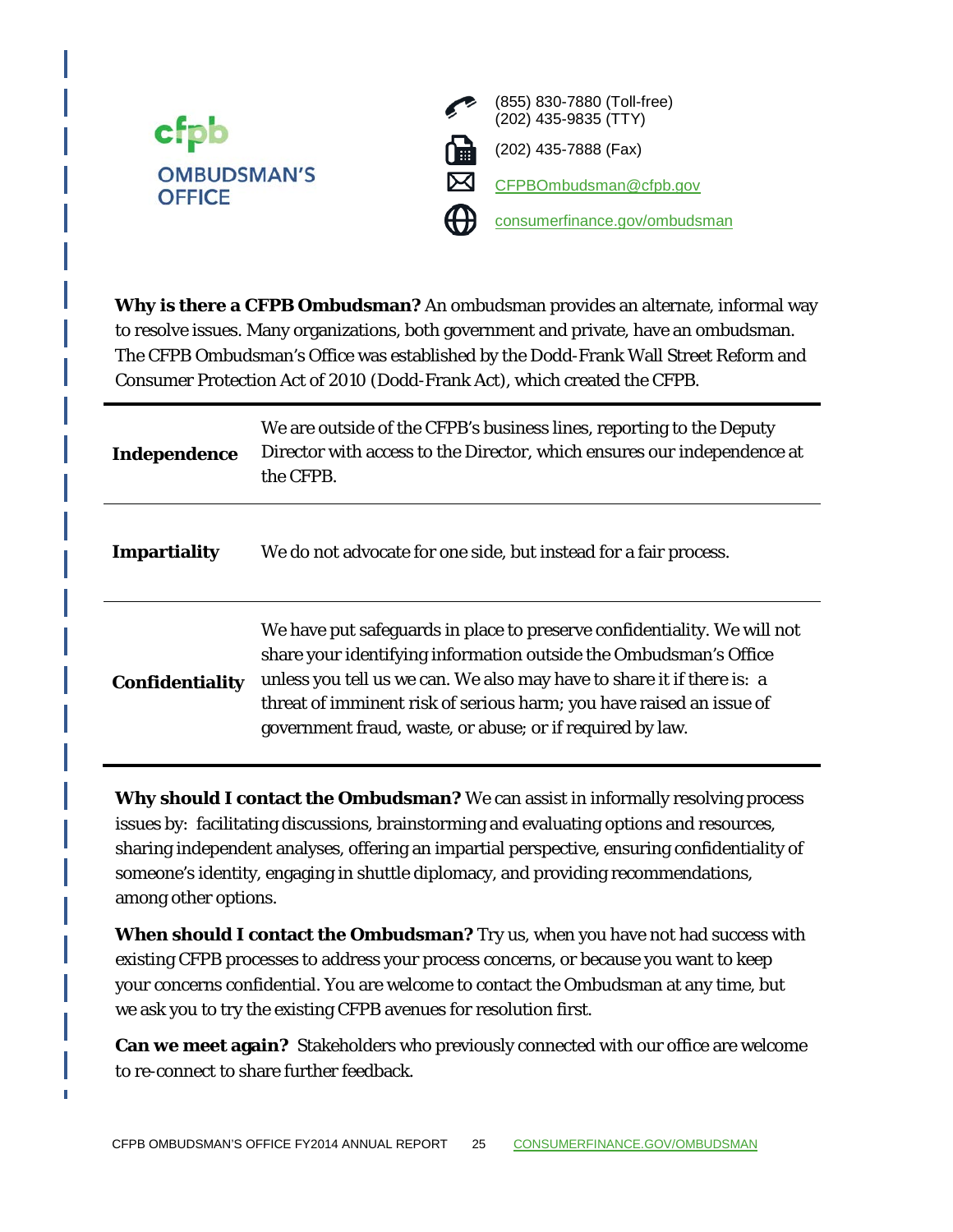**cfpb OMBUDSMAN'S OFFICE**

(855) 830-7880 (Toll-free)
(202) 435-9835 (TTY)

(202) 435-7888 (Fax)

CFPBOmbudsman@cfpb.gov

consumerfinance.gov/ombudsman

**Why is there a CFPB Ombudsman?** An ombudsman provides an alternate, informal way to resolve issues. Many organizations, both government and private, have an ombudsman. The CFPB Ombudsman's Office was established by the Dodd-Frank Wall Street Reform and Consumer Protection Act of 2010 (Dodd-Frank Act), which created the CFPB.

| | |
|---|---|
| **Independence** | We are outside of the CFPB's business lines, reporting to the Deputy Director with access to the Director, which ensures our independence at the CFPB. |
| **Impartiality** | We do not advocate for one side, but instead for a fair process. |
| **Confidentiality** | We have put safeguards in place to preserve confidentiality. We will not share your identifying information outside the Ombudsman's Office unless you tell us we can. We also may have to share it if there is: a threat of imminent risk of serious harm; you have raised an issue of government fraud, waste, or abuse; or if required by law. |

**Why should I contact the Ombudsman?** We can assist in informally resolving process issues by: facilitating discussions, brainstorming and evaluating options and resources, sharing independent analyses, offering an impartial perspective, ensuring confidentiality of someone's identity, engaging in shuttle diplomacy, and providing recommendations, among other options.

**When should I contact the Ombudsman?** Try us, when you have not had success with existing CFPB processes to address your process concerns, or because you want to keep your concerns confidential. You are welcome to contact the Ombudsman at any time, but we ask you to try the existing CFPB avenues for resolution first.

**Can we meet again?** Stakeholders who previously connected with our office are welcome to re-connect to share further feedback.